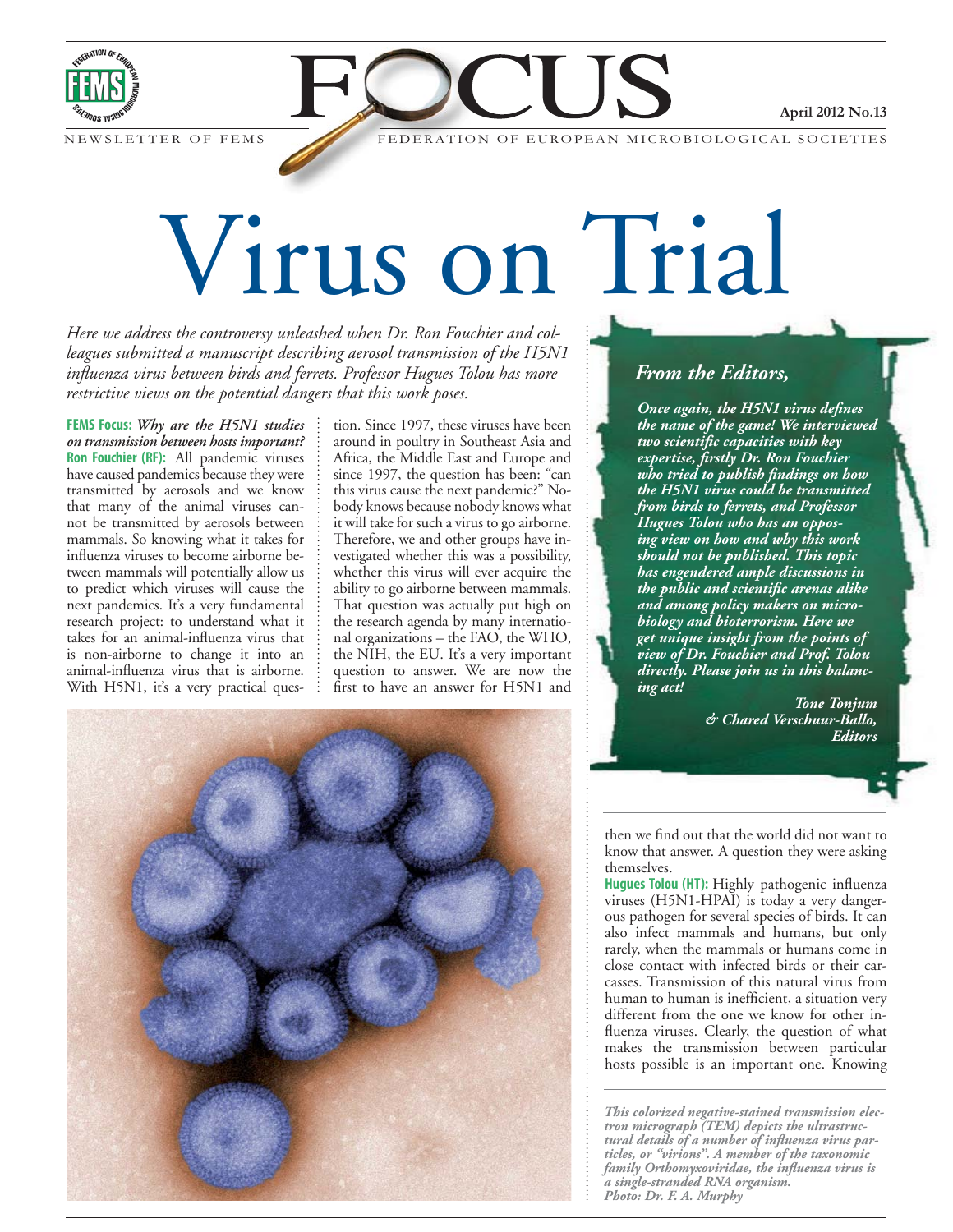# Virus on Trial

*Here we address the controversy unleashed when Dr. Ron Fouchier and colleagues submitted a manuscript describing aerosol transmission of the H5N1 influenza virus between birds and ferrets. Professor Hugues Tolou has more restrictive views on the potential dangers that this work poses.*

**FEMS Focus:** ***Why are the H5N1 studies on transmission between hosts important?***

**Ron Fouchier (RF):** All pandemic viruses have caused pandemics because they were transmitted by aerosols and we know that many of the animal viruses cannot be transmitted by aerosols between mammals. So knowing what it takes for influenza viruses to become airborne between mammals will potentially allow us to predict which viruses will cause the next pandemics. It's a very fundamental research project: to understand what it takes for an animal-influenza virus that is non-airborne to change it into an animal-influenza virus that is airborne. With H5N1, it's a very practical question. Since 1997, these viruses have been around in poultry in Southeast Asia and Africa, the Middle East and Europe and since 1997, the question has been: "can this virus cause the next pandemic?" Nobody knows because nobody knows what it will take for such a virus to go airborne. Therefore, we and other groups have investigated whether this was a possibility, whether this virus will ever acquire the ability to go airborne between mammals. That question was actually put high on the research agenda by many international organizations – the FAO, the WHO, the NIH, the EU. It's a very important question to answer. We are now the first to have an answer for H5N1 and then we find out that the world did not want to know that answer. A question they were asking themselves.

**Hugues Tolou (HT):** Highly pathogenic influenza viruses (H5N1-HPAI) is today a very dangerous pathogen for several species of birds. It can also infect mammals and humans, but only rarely, when the mammals or humans come in close contact with infected birds or their carcasses. Transmission of this natural virus from human to human is inefficient, a situation very different from the one we know for other influenza viruses. Clearly, the question of what makes the transmission between particular hosts possible is an important one. Knowing

### *From the Editors,*

***Once again, the H5N1 virus defines the name of the game! We interviewed two scientific capacities with key expertise, firstly Dr. Ron Fouchier who tried to publish findings on how the H5N1 virus could be transmitted from birds to ferrets, and Professor Hugues Tolou who has an opposing view on how and why this work should not be published. This topic has engendered ample discussions in the public and scientific arenas alike and among policy makers on microbiology and bioterrorism. Here we get unique insight from the points of view of Dr. Fouchier and Prof. Tolou directly. Please join us in this balancing act!***

***Tone Tonjum & Chared Verschuur-Ballo, Editors***

*This colorized negative-stained transmission electron micrograph (TEM) depicts the ultrastructural details of a number of influenza virus particles, or "virions". A member of the taxonomic family Orthomyxoviridae, the influenza virus is a single-stranded RNA organism. Photo: Dr. F. A. Murphy*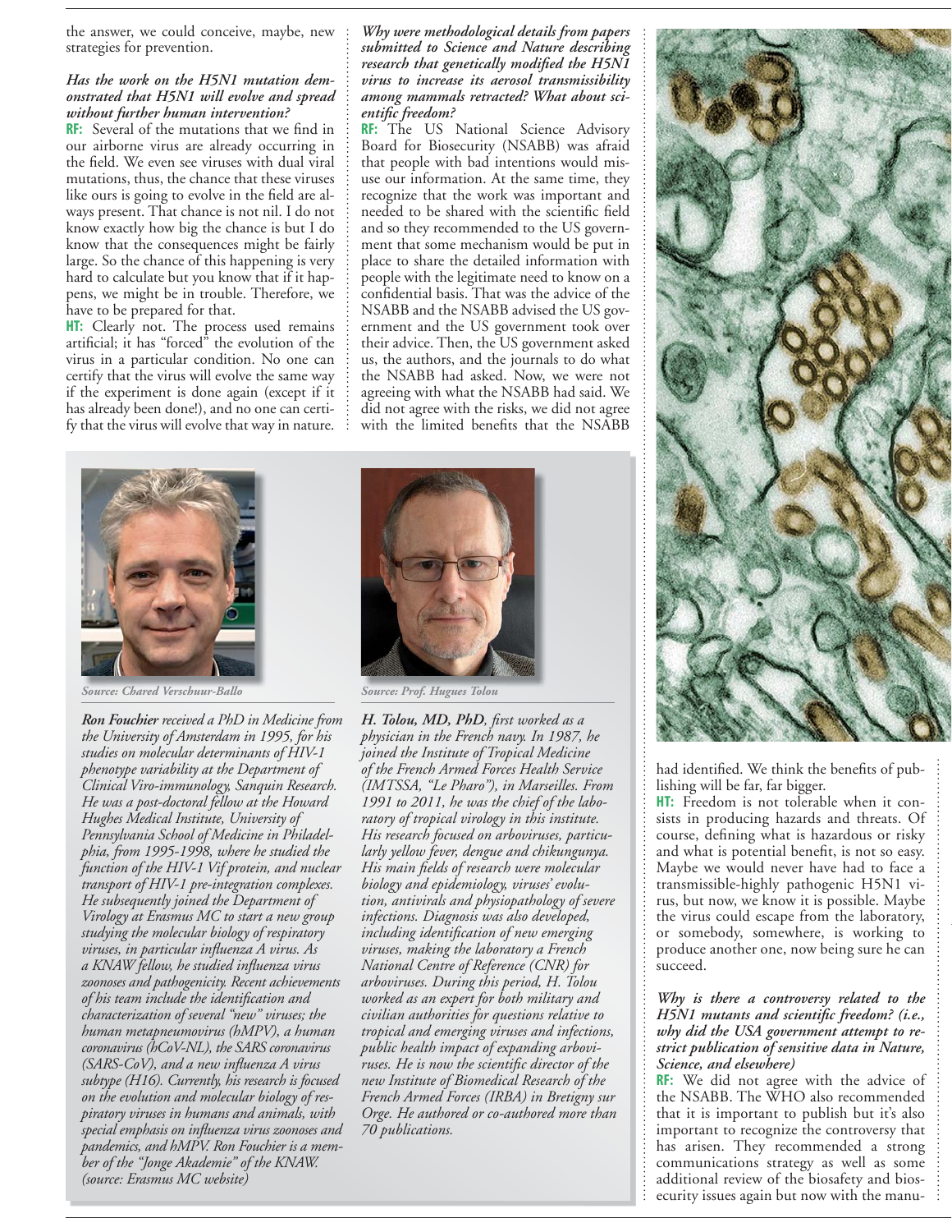the answer, we could conceive, maybe, new strategies for prevention.

***Has the work on the H5N1 mutation demonstrated that H5N1 will evolve and spread without further human intervention?***

**RF:** Several of the mutations that we find in our airborne virus are already occurring in the field. We even see viruses with dual viral mutations, thus, the chance that these viruses like ours is going to evolve in the field are always present. That chance is not nil. I do not know exactly how big the chance is but I do know that the consequences might be fairly large. So the chance of this happening is very hard to calculate but you know that if it happens, we might be in trouble. Therefore, we have to be prepared for that.

**HT:** Clearly not. The process used remains artificial; it has "forced" the evolution of the virus in a particular condition. No one can certify that the virus will evolve the same way if the experiment is done again (except if it has already been done!), and no one can certify that the virus will evolve that way in nature.

***Why were methodological details from papers submitted to Science and Nature describing research that genetically modified the H5N1 virus to increase its aerosol transmissibility among mammals retracted? What about scientific freedom?***

**RF:** The US National Science Advisory Board for Biosecurity (NSABB) was afraid that people with bad intentions would misuse our information. At the same time, they recognize that the work was important and needed to be shared with the scientific field and so they recommended to the US government that some mechanism would be put in place to share the detailed information with people with the legitimate need to know on a confidential basis. That was the advice of the NSABB and the NSABB advised the US government and the US government took over their advice. Then, the US government asked us, the authors, and the journals to do what the NSABB had asked. Now, we were not agreeing with what the NSABB had said. We did not agree with the risks, we did not agree with the limited benefits that the NSABB had identified. We think the benefits of publishing will be far, far bigger.

**HT:** Freedom is not tolerable when it consists in producing hazards and threats. Of course, defining what is hazardous or risky and what is potential benefit, is not so easy. Maybe we would never have had to face a transmissible-highly pathogenic H5N1 virus, but now, we know it is possible. Maybe the virus could escape from the laboratory, or somebody, somewhere, is working to produce another one, now being sure he can succeed.

***Why is there a controversy related to the H5N1 mutants and scientific freedom? (i.e., why did the USA government attempt to restrict publication of sensitive data in Nature, Science, and elsewhere)***

**RF:** We did not agree with the advice of the NSABB. The WHO also recommended that it is important to publish but it's also important to recognize the controversy that has arisen. They recommended a strong communications strategy as well as some additional review of the biosafety and biosecurity issues again but now with the manu-

*Source: Chared Verschuur-Ballo*

***Ron Fouchier** received a PhD in Medicine from the University of Amsterdam in 1995, for his studies on molecular determinants of HIV-1 phenotype variability at the Department of Clinical Viro-immunology, Sanquin Research. He was a post-doctoral fellow at the Howard Hughes Medical Institute, University of Pennsylvania School of Medicine in Philadelphia, from 1995-1998, where he studied the function of the HIV-1 Vif protein, and nuclear transport of HIV-1 pre-integration complexes. He subsequently joined the Department of Virology at Erasmus MC to start a new group studying the molecular biology of respiratory viruses, in particular influenza A virus. As a KNAW fellow, he studied influenza virus zoonoses and pathogenicity. Recent achievements of his team include the identification and characterization of several "new" viruses; the human metapneumovirus (hMPV), a human coronavirus (hCoV-NL), the SARS coronavirus (SARS-CoV), and a new influenza A virus subtype (H16). Currently, his research is focused on the evolution and molecular biology of respiratory viruses in humans and animals, with special emphasis on influenza virus zoonoses and pandemics, and hMPV. Ron Fouchier is a member of the "Jonge Akademie" of the KNAW. (source: Erasmus MC website)*

*Source: Prof. Hugues Tolou*

***H. Tolou, MD, PhD**, first worked as a physician in the French navy. In 1987, he joined the Institute of Tropical Medicine of the French Armed Forces Health Service (IMTSSA, "Le Pharo"), in Marseilles. From 1991 to 2011, he was the chief of the laboratory of tropical virology in this institute. His research focused on arboviruses, particularly yellow fever, dengue and chikungunya. His main fields of research were molecular biology and epidemiology, viruses' evolution, antivirals and physiopathology of severe infections. Diagnosis was also developed, including identification of new emerging viruses, making the laboratory a French National Centre of Reference (CNR) for arboviruses. During this period, H. Tolou worked as an expert for both military and civilian authorities for questions relative to tropical and emerging viruses and infections, public health impact of expanding arboviruses. He is now the scientific director of the new Institute of Biomedical Research of the French Armed Forces (IRBA) in Bretigny sur Orge. He authored or co-authored more than 70 publications.*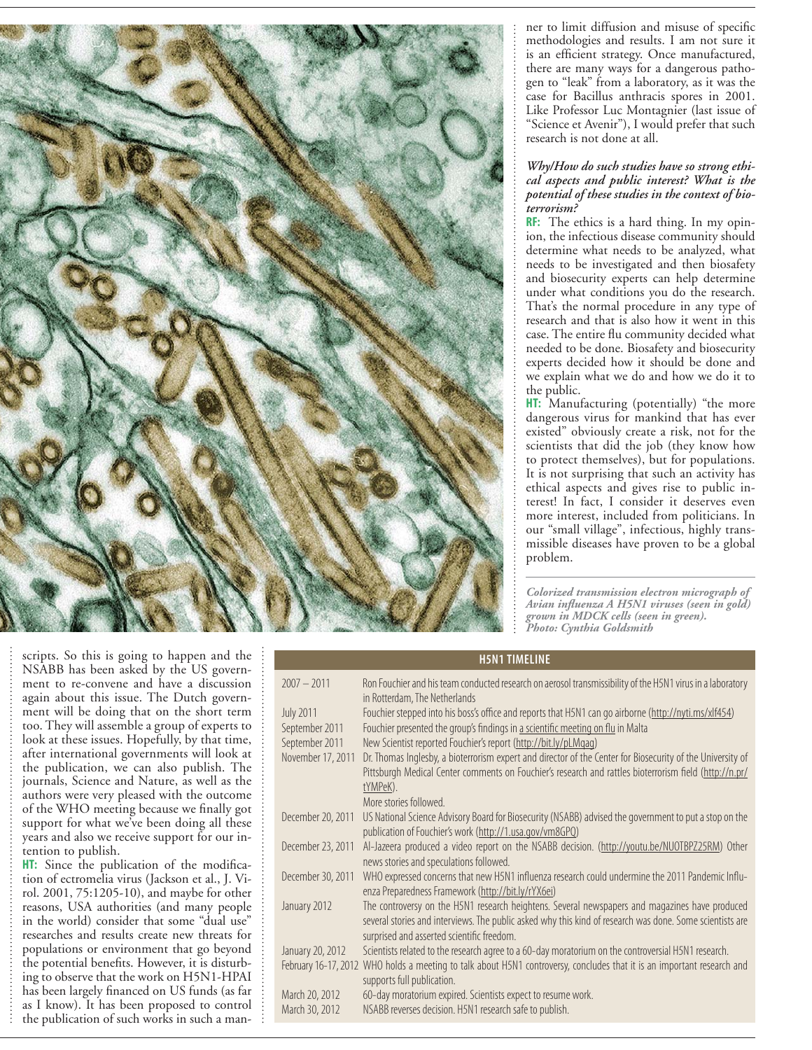ner to limit diffusion and misuse of specific methodologies and results. I am not sure it is an efficient strategy. Once manufactured, there are many ways for a dangerous pathogen to "leak" from a laboratory, as it was the case for Bacillus anthracis spores in 2001. Like Professor Luc Montagnier (last issue of "Science et Avenir"), I would prefer that such research is not done at all.

***Why/How do such studies have so strong ethical aspects and public interest? What is the potential of these studies in the context of bioterrorism?***

**RF:** The ethics is a hard thing. In my opinion, the infectious disease community should determine what needs to be analyzed, what needs to be investigated and then biosafety and biosecurity experts can help determine under what conditions you do the research. That's the normal procedure in any type of research and that is also how it went in this case. The entire flu community decided what needed to be done. Biosafety and biosecurity experts decided how it should be done and we explain what we do and how we do it to the public.

**HT:** Manufacturing (potentially) "the more dangerous virus for mankind that has ever existed" obviously create a risk, not for the scientists that did the job (they know how to protect themselves), but for populations. It is not surprising that such an activity has ethical aspects and gives rise to public interest! In fact, I consider it deserves even more interest, included from politicians. In our "small village", infectious, highly transmissible diseases have proven to be a global problem.

*Colorized transmission electron micrograph of Avian influenza A H5N1 viruses (seen in gold) grown in MDCK cells (seen in green). Photo: Cynthia Goldsmith*

scripts. So this is going to happen and the NSABB has been asked by the US government to re-convene and have a discussion again about this issue. The Dutch government will be doing that on the short term too. They will assemble a group of experts to look at these issues. Hopefully, by that time, after international governments will look at the publication, we can also publish. The journals, Science and Nature, as well as the authors were very pleased with the outcome of the WHO meeting because we finally got support for what we've been doing all these years and also we receive support for our intention to publish.

**HT:** Since the publication of the modification of ectromelia virus (Jackson et al., J. Virol. 2001, 75:1205-10), and maybe for other reasons, USA authorities (and many people in the world) consider that some "dual use" researches and results create new threats for populations or environment that go beyond the potential benefits. However, it is disturbing to observe that the work on H5N1-HPAI has been largely financed on US funds (as far as I know). It has been proposed to control the publication of such works in such a man-

**H5N1 TIMELINE**

| | |
|---|---|
| 2007 – 2011 | Ron Fouchier and his team conducted research on aerosol transmissibility of the H5N1 virus in a laboratory in Rotterdam, The Netherlands |
| July 2011 | Fouchier stepped into his boss's office and reports that H5N1 can go airborne (http://nyti.ms/xlf454) |
| September 2011 | Fouchier presented the group's findings in a scientific meeting on flu in Malta |
| September 2011 | New Scientist reported Fouchier's report (http://bit.ly/pLMqaq) |
| November 17, 2011 | Dr. Thomas Inglesby, a bioterrorism expert and director of the Center for Biosecurity of the University of Pittsburgh Medical Center comments on Fouchier's research and rattles bioterrorism field (http://n.pr/tYMPeK). More stories followed. |
| December 20, 2011 | US National Science Advisory Board for Biosecurity (NSABB) advised the government to put a stop on the publication of Fouchier's work (http://1.usa.gov/vm8GPQ) |
| December 23, 2011 | Al-Jazeera produced a video report on the NSABB decision. (http://youtu.be/NUOTBPZ25RM) Other news stories and speculations followed. |
| December 30, 2011 | WHO expressed concerns that new H5N1 influenza research could undermine the 2011 Pandemic Influenza Preparedness Framework (http://bit.ly/rYX6ei) |
| January 2012 | The controversy on the H5N1 research heightens. Several newspapers and magazines have produced several stories and interviews. The public asked why this kind of research was done. Some scientists are surprised and asserted scientific freedom. |
| January 20, 2012 | Scientists related to the research agree to a 60-day moratorium on the controversial H5N1 research. |
| February 16-17, 2012 | WHO holds a meeting to talk about H5N1 controversy, concludes that it is an important research and supports full publication. |
| March 20, 2012 | 60-day moratorium expired. Scientists expect to resume work. |
| March 30, 2012 | NSABB reverses decision. H5N1 research safe to publish. |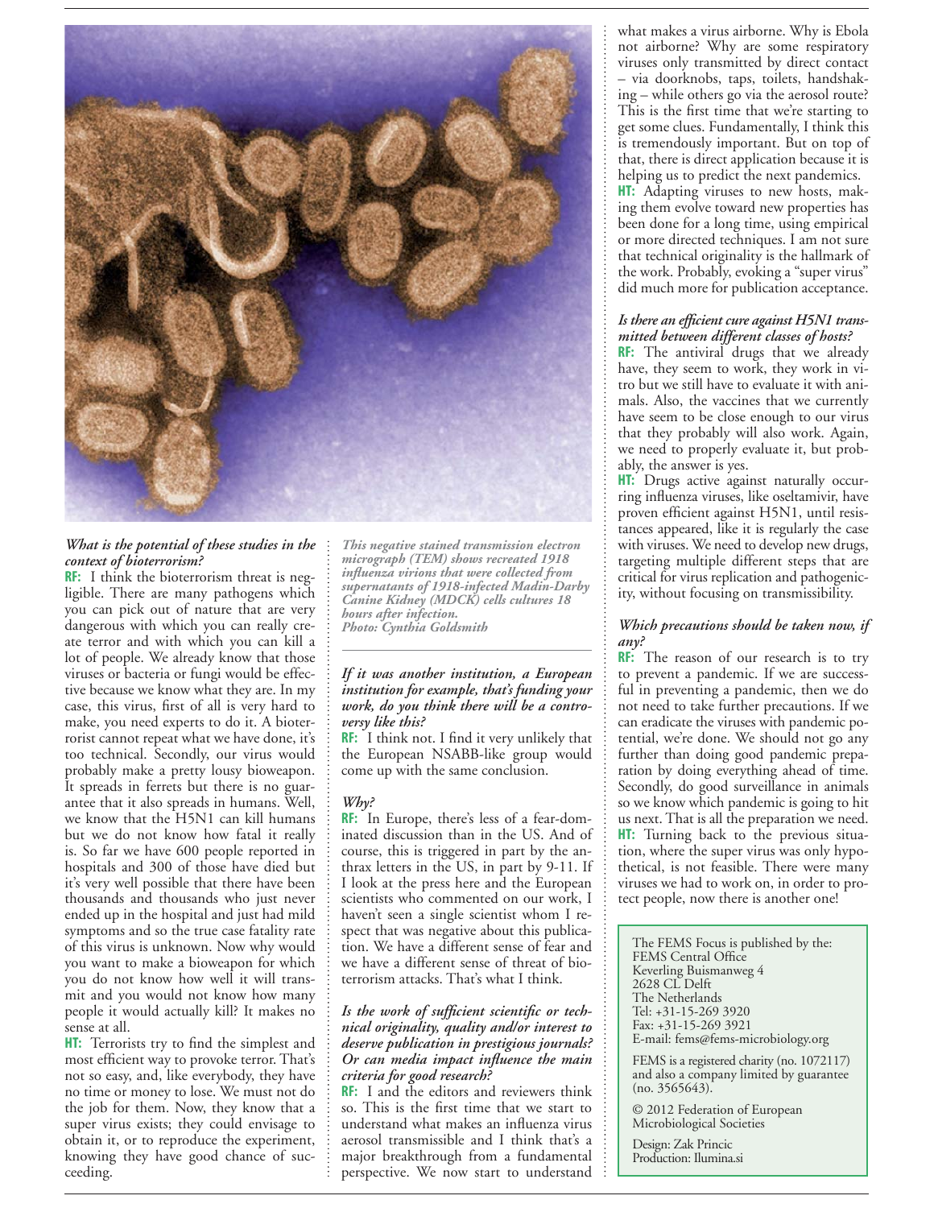*What is the potential of these studies in the context of bioterrorism?*

**RF:** I think the bioterrorism threat is negligible. There are many pathogens which you can pick out of nature that are very dangerous with which you can really create terror and with which you can kill a lot of people. We already know that those viruses or bacteria or fungi would be effective because we know what they are. In my case, this virus, first of all is very hard to make, you need experts to do it. A bioterrorist cannot repeat what we have done, it's too technical. Secondly, our virus would probably make a pretty lousy bioweapon. It spreads in ferrets but there is no guarantee that it also spreads in humans. Well, we know that the H5N1 can kill humans but we do not know how fatal it really is. So far we have 600 people reported in hospitals and 300 of those have died but it's very well possible that there have been thousands and thousands who just never ended up in the hospital and just had mild symptoms and so the true case fatality rate of this virus is unknown. Now why would you want to make a bioweapon for which you do not know how well it will transmit and you would not know how many people it would actually kill? It makes no sense at all.

**HT:** Terrorists try to find the simplest and most efficient way to provoke terror. That's not so easy, and, like everybody, they have no time or money to lose. We must not do the job for them. Now, they know that a super virus exists; they could envisage to obtain it, or to reproduce the experiment, knowing they have good chance of succeeding.

*This negative stained transmission electron micrograph (TEM) shows recreated 1918 influenza virions that were collected from supernatants of 1918-infected Madin-Darby Canine Kidney (MDCK) cells cultures 18 hours after infection.*
*Photo: Cynthia Goldsmith*

*If it was another institution, a European institution for example, that's funding your work, do you think there will be a controversy like this?*

**RF:** I think not. I find it very unlikely that the European NSABB-like group would come up with the same conclusion.

*Why?*

**RF:** In Europe, there's less of a fear-dominated discussion than in the US. And of course, this is triggered in part by the anthrax letters in the US, in part by 9-11. If I look at the press here and the European scientists who commented on our work, I haven't seen a single scientist whom I respect that was negative about this publication. We have a different sense of fear and we have a different sense of threat of bioterrorism attacks. That's what I think.

*Is the work of sufficient scientific or technical originality, quality and/or interest to deserve publication in prestigious journals? Or can media impact influence the main criteria for good research?*

**RF:** I and the editors and reviewers think so. This is the first time that we start to understand what makes an influenza virus aerosol transmissible and I think that's a major breakthrough from a fundamental perspective. We now start to understand what makes a virus airborne. Why is Ebola not airborne? Why are some respiratory viruses only transmitted by direct contact – via doorknobs, taps, toilets, handshaking – while others go via the aerosol route? This is the first time that we're starting to get some clues. Fundamentally, I think this is tremendously important. But on top of that, there is direct application because it is helping us to predict the next pandemics.

**HT:** Adapting viruses to new hosts, making them evolve toward new properties has been done for a long time, using empirical or more directed techniques. I am not sure that technical originality is the hallmark of the work. Probably, evoking a "super virus" did much more for publication acceptance.

*Is there an efficient cure against H5N1 transmitted between different classes of hosts?*

**RF:** The antiviral drugs that we already have, they seem to work, they work in vitro but we still have to evaluate it with animals. Also, the vaccines that we currently have seem to be close enough to our virus that they probably will also work. Again, we need to properly evaluate it, but probably, the answer is yes.

**HT:** Drugs active against naturally occurring influenza viruses, like oseltamivir, have proven efficient against H5N1, until resistances appeared, like it is regularly the case with viruses. We need to develop new drugs, targeting multiple different steps that are critical for virus replication and pathogenicity, without focusing on transmissibility.

*Which precautions should be taken now, if any?*

**RF:** The reason of our research is to try to prevent a pandemic. If we are successful in preventing a pandemic, then we do not need to take further precautions. If we can eradicate the viruses with pandemic potential, we're done. We should not go any further than doing good pandemic preparation by doing everything ahead of time. Secondly, do good surveillance in animals so we know which pandemic is going to hit us next. That is all the preparation we need.

**HT:** Turning back to the previous situation, where the super virus was only hypothetical, is not feasible. There were many viruses we had to work on, in order to protect people, now there is another one!

The FEMS Focus is published by the:
FEMS Central Office
Keverling Buismanweg 4
2628 CL Delft
The Netherlands
Tel: +31-15-269 3920
Fax: +31-15-269 3921
E-mail: fems@fems-microbiology.org

FEMS is a registered charity (no. 1072117) and also a company limited by guarantee (no. 3565643).

© 2012 Federation of European Microbiological Societies

Design: Zak Princic
Production: Ilumina.si